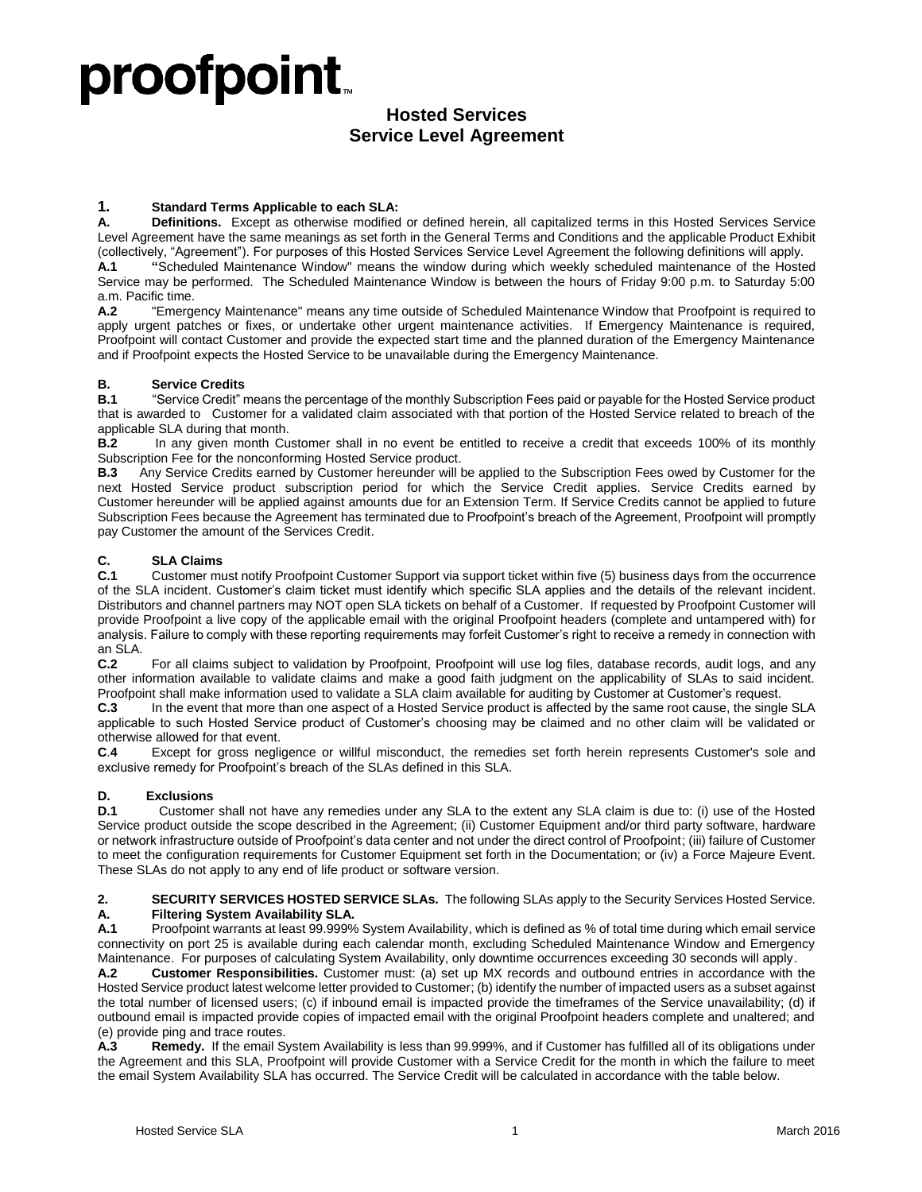# proofpoint.

## Hosted Services
## Service Level Agreement

### 1. Standard Terms Applicable to each SLA:

**A. Definitions.** Except as otherwise modified or defined herein, all capitalized terms in this Hosted Services Service Level Agreement have the same meanings as set forth in the General Terms and Conditions and the applicable Product Exhibit (collectively, "Agreement"). For purposes of this Hosted Services Service Level Agreement the following definitions will apply.

**A.1** "Scheduled Maintenance Window" means the window during which weekly scheduled maintenance of the Hosted Service may be performed. The Scheduled Maintenance Window is between the hours of Friday 9:00 p.m. to Saturday 5:00 a.m. Pacific time.

**A.2** "Emergency Maintenance" means any time outside of Scheduled Maintenance Window that Proofpoint is required to apply urgent patches or fixes, or undertake other urgent maintenance activities. If Emergency Maintenance is required, Proofpoint will contact Customer and provide the expected start time and the planned duration of the Emergency Maintenance and if Proofpoint expects the Hosted Service to be unavailable during the Emergency Maintenance.

**B. Service Credits**

**B.1** "Service Credit" means the percentage of the monthly Subscription Fees paid or payable for the Hosted Service product that is awarded to Customer for a validated claim associated with that portion of the Hosted Service related to breach of the applicable SLA during that month.

**B.2** In any given month Customer shall in no event be entitled to receive a credit that exceeds 100% of its monthly Subscription Fee for the nonconforming Hosted Service product.

**B.3** Any Service Credits earned by Customer hereunder will be applied to the Subscription Fees owed by Customer for the next Hosted Service product subscription period for which the Service Credit applies. Service Credits earned by Customer hereunder will be applied against amounts due for an Extension Term. If Service Credits cannot be applied to future Subscription Fees because the Agreement has terminated due to Proofpoint's breach of the Agreement, Proofpoint will promptly pay Customer the amount of the Services Credit.

**C. SLA Claims**

**C.1** Customer must notify Proofpoint Customer Support via support ticket within five (5) business days from the occurrence of the SLA incident. Customer's claim ticket must identify which specific SLA applies and the details of the relevant incident. Distributors and channel partners may NOT open SLA tickets on behalf of a Customer. If requested by Proofpoint Customer will provide Proofpoint a live copy of the applicable email with the original Proofpoint headers (complete and untampered with) for analysis. Failure to comply with these reporting requirements may forfeit Customer's right to receive a remedy in connection with an SLA.

**C.2** For all claims subject to validation by Proofpoint, Proofpoint will use log files, database records, audit logs, and any other information available to validate claims and make a good faith judgment on the applicability of SLAs to said incident. Proofpoint shall make information used to validate a SLA claim available for auditing by Customer at Customer's request.

**C.3** In the event that more than one aspect of a Hosted Service product is affected by the same root cause, the single SLA applicable to such Hosted Service product of Customer's choosing may be claimed and no other claim will be validated or otherwise allowed for that event.

**C.4** Except for gross negligence or willful misconduct, the remedies set forth herein represents Customer's sole and exclusive remedy for Proofpoint's breach of the SLAs defined in this SLA.

**D. Exclusions**

**D.1** Customer shall not have any remedies under any SLA to the extent any SLA claim is due to: (i) use of the Hosted Service product outside the scope described in the Agreement; (ii) Customer Equipment and/or third party software, hardware or network infrastructure outside of Proofpoint's data center and not under the direct control of Proofpoint; (iii) failure of Customer to meet the configuration requirements for Customer Equipment set forth in the Documentation; or (iv) a Force Majeure Event. These SLAs do not apply to any end of life product or software version.

### 2. SECURITY SERVICES HOSTED SERVICE SLAs.

The following SLAs apply to the Security Services Hosted Service.

**A. Filtering System Availability SLA.**

**A.1** Proofpoint warrants at least 99.999% System Availability, which is defined as % of total time during which email service connectivity on port 25 is available during each calendar month, excluding Scheduled Maintenance Window and Emergency Maintenance. For purposes of calculating System Availability, only downtime occurrences exceeding 30 seconds will apply.

**A.2 Customer Responsibilities.** Customer must: (a) set up MX records and outbound entries in accordance with the Hosted Service product latest welcome letter provided to Customer; (b) identify the number of impacted users as a subset against the total number of licensed users; (c) if inbound email is impacted provide the timeframes of the Service unavailability; (d) if outbound email is impacted provide copies of impacted email with the original Proofpoint headers complete and unaltered; and (e) provide ping and trace routes.

**A.3 Remedy.** If the email System Availability is less than 99.999%, and if Customer has fulfilled all of its obligations under the Agreement and this SLA, Proofpoint will provide Customer with a Service Credit for the month in which the failure to meet the email System Availability SLA has occurred. The Service Credit will be calculated in accordance with the table below.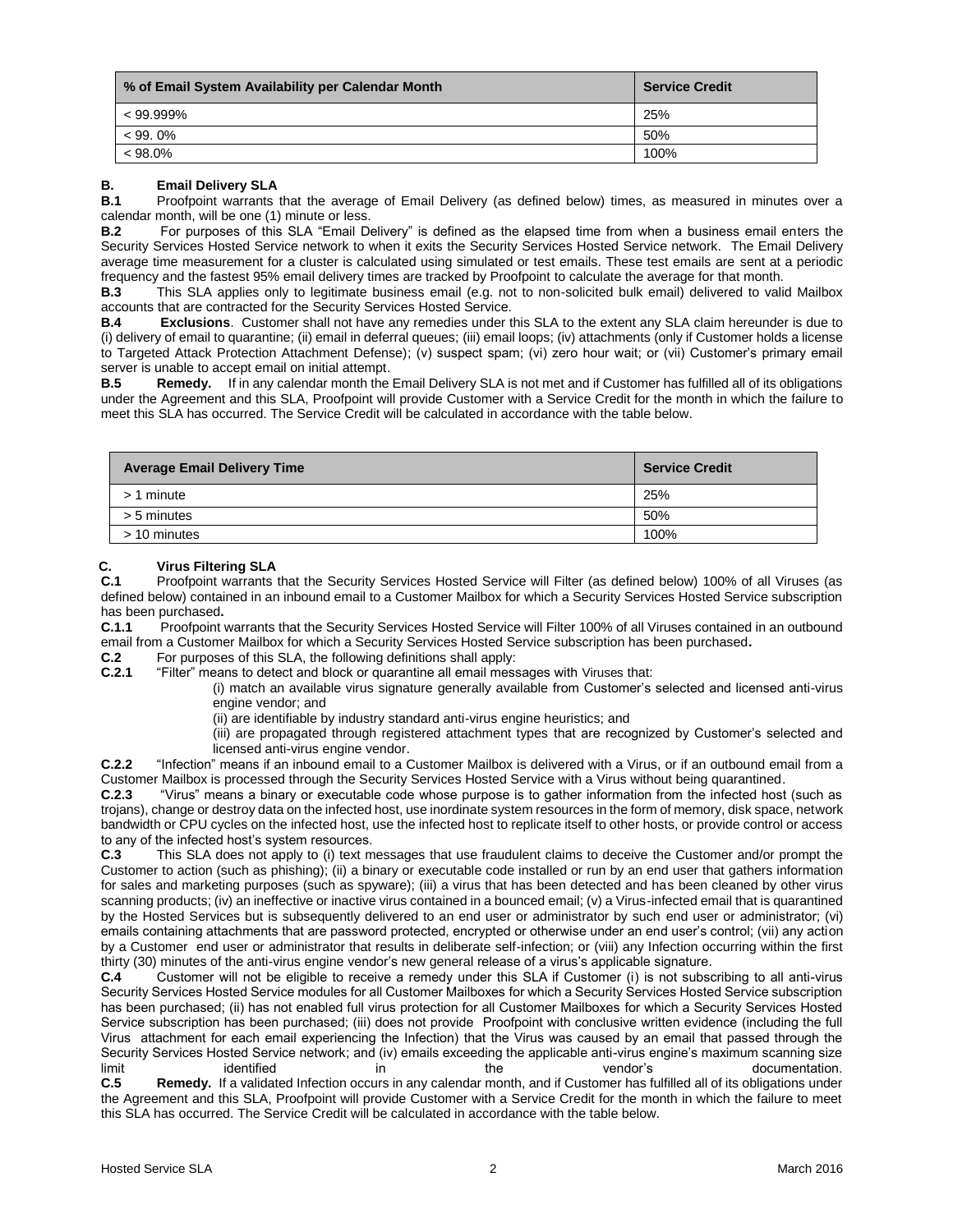| % of Email System Availability per Calendar Month | Service Credit |
|---|---|
| < 99.999% | 25% |
| < 99. 0% | 50% |
| < 98.0% | 100% |

## B. Email Delivery SLA

**B.1** Proofpoint warrants that the average of Email Delivery (as defined below) times, as measured in minutes over a calendar month, will be one (1) minute or less.

**B.2** For purposes of this SLA "Email Delivery" is defined as the elapsed time from when a business email enters the Security Services Hosted Service network to when it exits the Security Services Hosted Service network. The Email Delivery average time measurement for a cluster is calculated using simulated or test emails. These test emails are sent at a periodic frequency and the fastest 95% email delivery times are tracked by Proofpoint to calculate the average for that month.

**B.3** This SLA applies only to legitimate business email (e.g. not to non-solicited bulk email) delivered to valid Mailbox accounts that are contracted for the Security Services Hosted Service.

**B.4** **Exclusions**. Customer shall not have any remedies under this SLA to the extent any SLA claim hereunder is due to (i) delivery of email to quarantine; (ii) email in deferral queues; (iii) email loops; (iv) attachments (only if Customer holds a license to Targeted Attack Protection Attachment Defense); (v) suspect spam; (vi) zero hour wait; or (vii) Customer's primary email server is unable to accept email on initial attempt.

**B.5** **Remedy.** If in any calendar month the Email Delivery SLA is not met and if Customer has fulfilled all of its obligations under the Agreement and this SLA, Proofpoint will provide Customer with a Service Credit for the month in which the failure to meet this SLA has occurred. The Service Credit will be calculated in accordance with the table below.

| Average Email Delivery Time | Service Credit |
|---|---|
| > 1 minute | 25% |
| > 5 minutes | 50% |
| > 10 minutes | 100% |

## C. Virus Filtering SLA

**C.1** Proofpoint warrants that the Security Services Hosted Service will Filter (as defined below) 100% of all Viruses (as defined below) contained in an inbound email to a Customer Mailbox for which a Security Services Hosted Service subscription has been purchased**.**

**C.1.1** Proofpoint warrants that the Security Services Hosted Service will Filter 100% of all Viruses contained in an outbound email from a Customer Mailbox for which a Security Services Hosted Service subscription has been purchased**.**

**C.2** For purposes of this SLA, the following definitions shall apply:

**C.2.1** "Filter" means to detect and block or quarantine all email messages with Viruses that:

(i) match an available virus signature generally available from Customer's selected and licensed anti-virus engine vendor; and

(ii) are identifiable by industry standard anti-virus engine heuristics; and

(iii) are propagated through registered attachment types that are recognized by Customer's selected and licensed anti-virus engine vendor.

**C.2.2** "Infection" means if an inbound email to a Customer Mailbox is delivered with a Virus, or if an outbound email from a Customer Mailbox is processed through the Security Services Hosted Service with a Virus without being quarantined.

**C.2.3** "Virus" means a binary or executable code whose purpose is to gather information from the infected host (such as trojans), change or destroy data on the infected host, use inordinate system resources in the form of memory, disk space, network bandwidth or CPU cycles on the infected host, use the infected host to replicate itself to other hosts, or provide control or access to any of the infected host's system resources.

**C.3** This SLA does not apply to (i) text messages that use fraudulent claims to deceive the Customer and/or prompt the Customer to action (such as phishing); (ii) a binary or executable code installed or run by an end user that gathers information for sales and marketing purposes (such as spyware); (iii) a virus that has been detected and has been cleaned by other virus scanning products; (iv) an ineffective or inactive virus contained in a bounced email; (v) a Virus-infected email that is quarantined by the Hosted Services but is subsequently delivered to an end user or administrator by such end user or administrator; (vi) emails containing attachments that are password protected, encrypted or otherwise under an end user's control; (vii) any action by a Customer end user or administrator that results in deliberate self-infection; or (viii) any Infection occurring within the first thirty (30) minutes of the anti-virus engine vendor's new general release of a virus's applicable signature.

**C.4** Customer will not be eligible to receive a remedy under this SLA if Customer (i) is not subscribing to all anti-virus Security Services Hosted Service modules for all Customer Mailboxes for which a Security Services Hosted Service subscription has been purchased; (ii) has not enabled full virus protection for all Customer Mailboxes for which a Security Services Hosted Service subscription has been purchased; (iii) does not provide Proofpoint with conclusive written evidence (including the full Virus attachment for each email experiencing the Infection) that the Virus was caused by an email that passed through the Security Services Hosted Service network; and (iv) emails exceeding the applicable anti-virus engine's maximum scanning size limit identified in the vendor's documentation.

**C.5** **Remedy.** If a validated Infection occurs in any calendar month, and if Customer has fulfilled all of its obligations under the Agreement and this SLA, Proofpoint will provide Customer with a Service Credit for the month in which the failure to meet this SLA has occurred. The Service Credit will be calculated in accordance with the table below.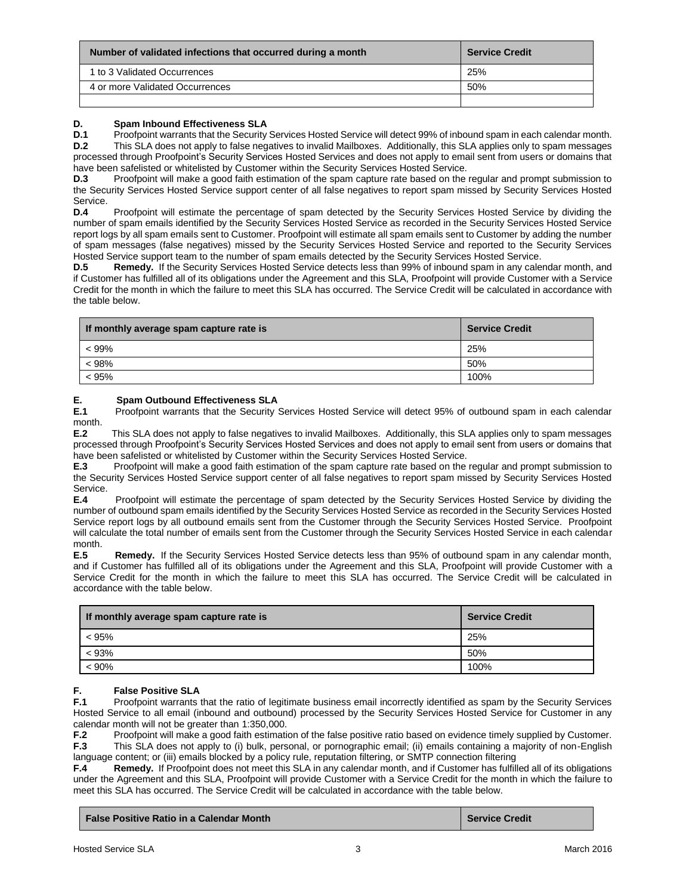| Number of validated infections that occurred during a month | Service Credit |
| --- | --- |
| 1 to 3 Validated Occurrences | 25% |
| 4 or more Validated Occurrences | 50% |
| | |

### D. Spam Inbound Effectiveness SLA

**D.1** Proofpoint warrants that the Security Services Hosted Service will detect 99% of inbound spam in each calendar month.

**D.2** This SLA does not apply to false negatives to invalid Mailboxes. Additionally, this SLA applies only to spam messages processed through Proofpoint's Security Services Hosted Services and does not apply to email sent from users or domains that have been safelisted or whitelisted by Customer within the Security Services Hosted Service.

**D.3** Proofpoint will make a good faith estimation of the spam capture rate based on the regular and prompt submission to the Security Services Hosted Service support center of all false negatives to report spam missed by Security Services Hosted Service.

**D.4** Proofpoint will estimate the percentage of spam detected by the Security Services Hosted Service by dividing the number of spam emails identified by the Security Services Hosted Service as recorded in the Security Services Hosted Service report logs by all spam emails sent to Customer. Proofpoint will estimate all spam emails sent to Customer by adding the number of spam messages (false negatives) missed by the Security Services Hosted Service and reported to the Security Services Hosted Service support team to the number of spam emails detected by the Security Services Hosted Service.

**D.5** **Remedy.** If the Security Services Hosted Service detects less than 99% of inbound spam in any calendar month, and if Customer has fulfilled all of its obligations under the Agreement and this SLA, Proofpoint will provide Customer with a Service Credit for the month in which the failure to meet this SLA has occurred. The Service Credit will be calculated in accordance with the table below.

| If monthly average spam capture rate is | Service Credit |
| --- | --- |
| < 99% | 25% |
| < 98% | 50% |
| < 95% | 100% |

### E. Spam Outbound Effectiveness SLA

**E.1** Proofpoint warrants that the Security Services Hosted Service will detect 95% of outbound spam in each calendar month.

**E.2** This SLA does not apply to false negatives to invalid Mailboxes. Additionally, this SLA applies only to spam messages processed through Proofpoint's Security Services Hosted Services and does not apply to email sent from users or domains that have been safelisted or whitelisted by Customer within the Security Services Hosted Service.

**E.3** Proofpoint will make a good faith estimation of the spam capture rate based on the regular and prompt submission to the Security Services Hosted Service support center of all false negatives to report spam missed by Security Services Hosted Service.

**E.4** Proofpoint will estimate the percentage of spam detected by the Security Services Hosted Service by dividing the number of outbound spam emails identified by the Security Services Hosted Service as recorded in the Security Services Hosted Service report logs by all outbound emails sent from the Customer through the Security Services Hosted Service. Proofpoint will calculate the total number of emails sent from the Customer through the Security Services Hosted Service in each calendar month.

**E.5** **Remedy.** If the Security Services Hosted Service detects less than 95% of outbound spam in any calendar month, and if Customer has fulfilled all of its obligations under the Agreement and this SLA, Proofpoint will provide Customer with a Service Credit for the month in which the failure to meet this SLA has occurred. The Service Credit will be calculated in accordance with the table below.

| If monthly average spam capture rate is | Service Credit |
| --- | --- |
| < 95% | 25% |
| < 93% | 50% |
| < 90% | 100% |

### F. False Positive SLA

**F.1** Proofpoint warrants that the ratio of legitimate business email incorrectly identified as spam by the Security Services Hosted Service to all email (inbound and outbound) processed by the Security Services Hosted Service for Customer in any calendar month will not be greater than 1:350,000.

**F.2** Proofpoint will make a good faith estimation of the false positive ratio based on evidence timely supplied by Customer.

**F.3** This SLA does not apply to (i) bulk, personal, or pornographic email; (ii) emails containing a majority of non-English language content; or (iii) emails blocked by a policy rule, reputation filtering, or SMTP connection filtering

**F.4** **Remedy.** If Proofpoint does not meet this SLA in any calendar month, and if Customer has fulfilled all of its obligations under the Agreement and this SLA, Proofpoint will provide Customer with a Service Credit for the month in which the failure to meet this SLA has occurred. The Service Credit will be calculated in accordance with the table below.

| False Positive Ratio in a Calendar Month | Service Credit |
| --- | --- |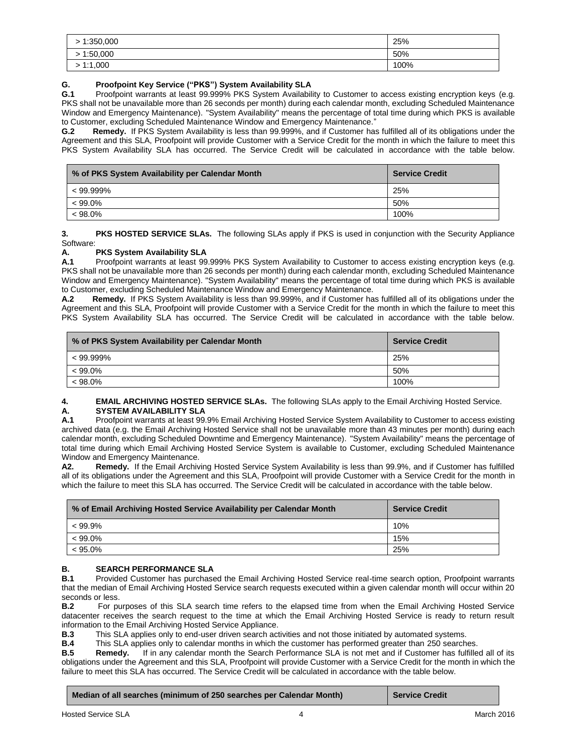| > 1:350,000 | 25% |
|---|---|
| > 1:50,000 | 50% |
| > 1:1,000 | 100% |

**G. Proofpoint Key Service ("PKS") System Availability SLA**

**G.1** Proofpoint warrants at least 99.999% PKS System Availability to Customer to access existing encryption keys (e.g. PKS shall not be unavailable more than 26 seconds per month) during each calendar month, excluding Scheduled Maintenance Window and Emergency Maintenance). "System Availability" means the percentage of total time during which PKS is available to Customer, excluding Scheduled Maintenance Window and Emergency Maintenance."

**G.2 Remedy.** If PKS System Availability is less than 99.999%, and if Customer has fulfilled all of its obligations under the Agreement and this SLA, Proofpoint will provide Customer with a Service Credit for the month in which the failure to meet this PKS System Availability SLA has occurred. The Service Credit will be calculated in accordance with the table below.

| % of PKS System Availability per Calendar Month | Service Credit |
|---|---|
| < 99.999% | 25% |
| < 99.0% | 50% |
| < 98.0% | 100% |

**3. PKS HOSTED SERVICE SLAs.** The following SLAs apply if PKS is used in conjunction with the Security Appliance Software:

**A. PKS System Availability SLA**

**A.1** Proofpoint warrants at least 99.999% PKS System Availability to Customer to access existing encryption keys (e.g. PKS shall not be unavailable more than 26 seconds per month) during each calendar month, excluding Scheduled Maintenance Window and Emergency Maintenance). "System Availability" means the percentage of total time during which PKS is available to Customer, excluding Scheduled Maintenance Window and Emergency Maintenance.

**A.2 Remedy.** If PKS System Availability is less than 99.999%, and if Customer has fulfilled all of its obligations under the Agreement and this SLA, Proofpoint will provide Customer with a Service Credit for the month in which the failure to meet this PKS System Availability SLA has occurred. The Service Credit will be calculated in accordance with the table below.

| % of PKS System Availability per Calendar Month | Service Credit |
|---|---|
| < 99.999% | 25% |
| < 99.0% | 50% |
| < 98.0% | 100% |

**4. EMAIL ARCHIVING HOSTED SERVICE SLAs.** The following SLAs apply to the Email Archiving Hosted Service.

**A. SYSTEM AVAILABILITY SLA**

**A.1** Proofpoint warrants at least 99.9% Email Archiving Hosted Service System Availability to Customer to access existing archived data (e.g. the Email Archiving Hosted Service shall not be unavailable more than 43 minutes per month) during each calendar month, excluding Scheduled Downtime and Emergency Maintenance). "System Availability" means the percentage of total time during which Email Archiving Hosted Service System is available to Customer, excluding Scheduled Maintenance Window and Emergency Maintenance.

**A2. Remedy.** If the Email Archiving Hosted Service System Availability is less than 99.9%, and if Customer has fulfilled all of its obligations under the Agreement and this SLA, Proofpoint will provide Customer with a Service Credit for the month in which the failure to meet this SLA has occurred. The Service Credit will be calculated in accordance with the table below.

| % of Email Archiving Hosted Service Availability per Calendar Month | Service Credit |
|---|---|
| < 99.9% | 10% |
| < 99.0% | 15% |
| < 95.0% | 25% |

**B. SEARCH PERFORMANCE SLA**

**B.1** Provided Customer has purchased the Email Archiving Hosted Service real-time search option, Proofpoint warrants that the median of Email Archiving Hosted Service search requests executed within a given calendar month will occur within 20 seconds or less.

**B.2** For purposes of this SLA search time refers to the elapsed time from when the Email Archiving Hosted Service datacenter receives the search request to the time at which the Email Archiving Hosted Service is ready to return result information to the Email Archiving Hosted Service Appliance.

**B.3** This SLA applies only to end-user driven search activities and not those initiated by automated systems.

**B.4** This SLA applies only to calendar months in which the customer has performed greater than 250 searches.

**B.5 Remedy.** If in any calendar month the Search Performance SLA is not met and if Customer has fulfilled all of its obligations under the Agreement and this SLA, Proofpoint will provide Customer with a Service Credit for the month in which the failure to meet this SLA has occurred. The Service Credit will be calculated in accordance with the table below.

| Median of all searches (minimum of 250 searches per Calendar Month) | Service Credit |
|---|---|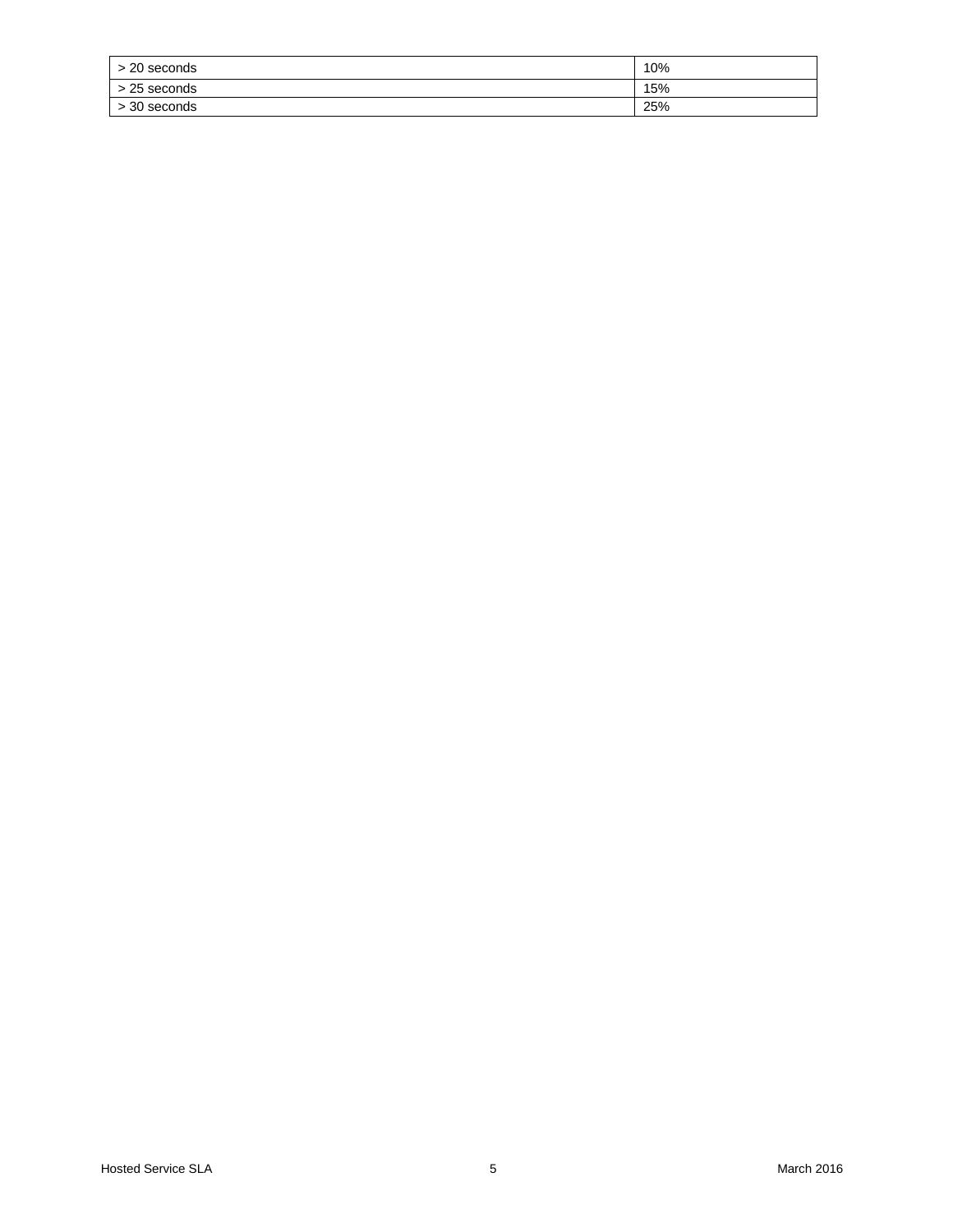| | |
|---|---|
| > 20 seconds | 10% |
| > 25 seconds | 15% |
| > 30 seconds | 25% |